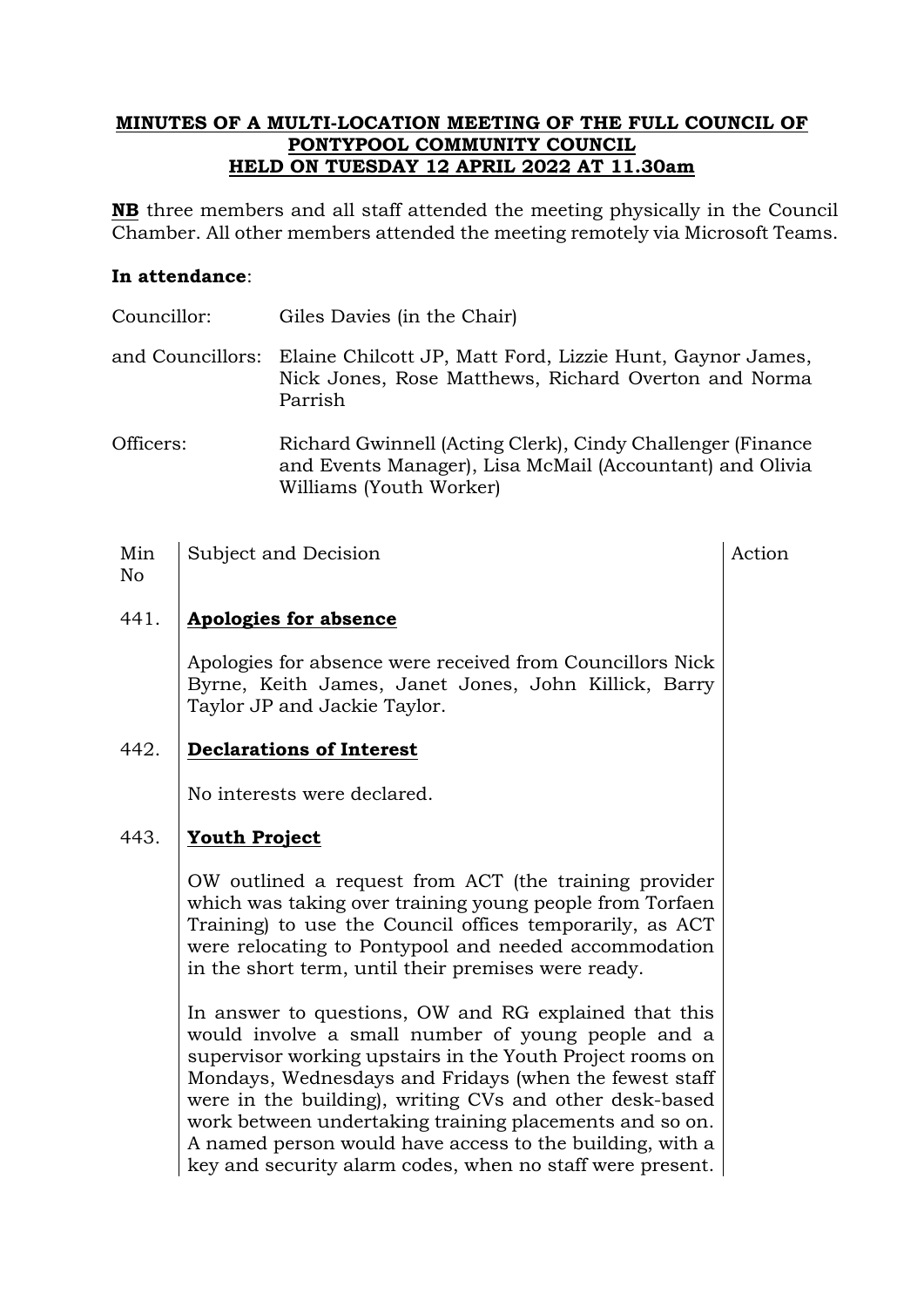**MINUTES OF A MULTI-LOCATION MEETING OF THE FULL COUNCIL OF PONTYPOOL COMMUNITY COUNCIL HELD ON TUESDAY 12 APRIL 2022 AT 11.30am**

**NB** three members and all staff attended the meeting physically in the Council Chamber. All other members attended the meeting remotely via Microsoft Teams.

**In attendance**:

Councillor: Giles Davies (in the Chair)

and Councillors: Elaine Chilcott JP, Matt Ford, Lizzie Hunt, Gaynor James, Nick Jones, Rose Matthews, Richard Overton and Norma Parrish

Officers: Richard Gwinnell (Acting Clerk), Cindy Challenger (Finance and Events Manager), Lisa McMail (Accountant) and Olivia Williams (Youth Worker)

| Min No | Subject and Decision | Action |
|---|---|---|
| 441. | **Apologies for absence** | |
| | Apologies for absence were received from Councillors Nick Byrne, Keith James, Janet Jones, John Killick, Barry Taylor JP and Jackie Taylor. | |
| 442. | **Declarations of Interest** | |
| | No interests were declared. | |
| 443. | **Youth Project** | |
| | OW outlined a request from ACT (the training provider which was taking over training young people from Torfaen Training) to use the Council offices temporarily, as ACT were relocating to Pontypool and needed accommodation in the short term, until their premises were ready. | |
| | In answer to questions, OW and RG explained that this would involve a small number of young people and a supervisor working upstairs in the Youth Project rooms on Mondays, Wednesdays and Fridays (when the fewest staff were in the building), writing CVs and other desk-based work between undertaking training placements and so on. A named person would have access to the building, with a key and security alarm codes, when no staff were present. | |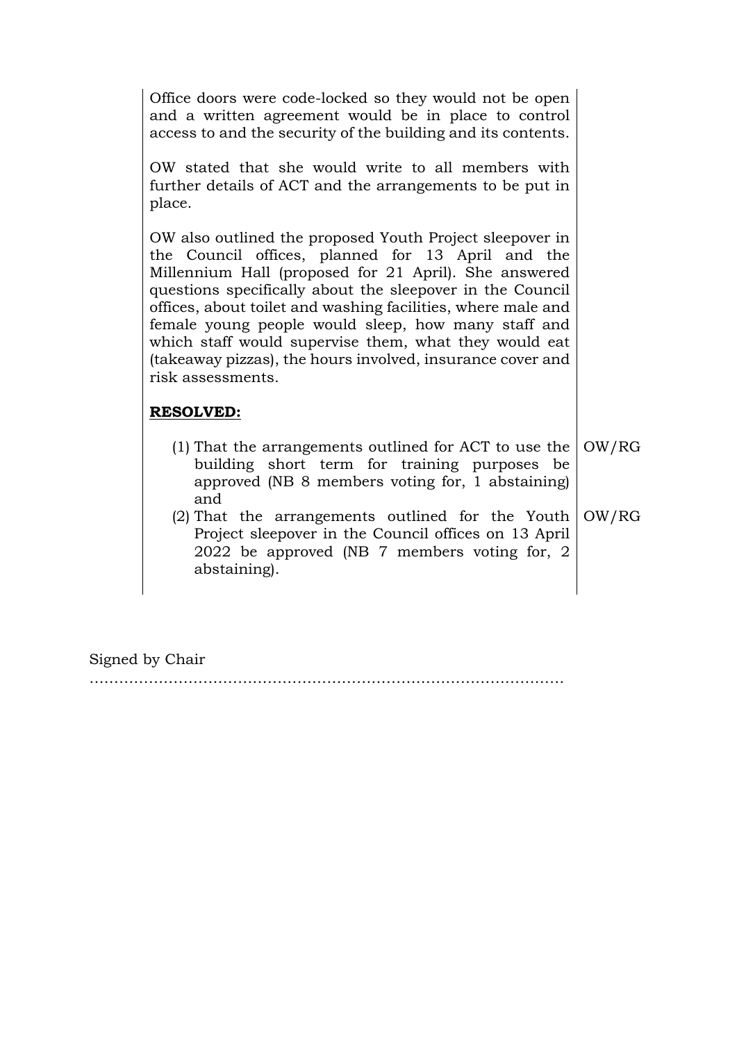Office doors were code-locked so they would not be open and a written agreement would be in place to control access to and the security of the building and its contents.

OW stated that she would write to all members with further details of ACT and the arrangements to be put in place.

OW also outlined the proposed Youth Project sleepover in the Council offices, planned for 13 April and the Millennium Hall (proposed for 21 April). She answered questions specifically about the sleepover in the Council offices, about toilet and washing facilities, where male and female young people would sleep, how many staff and which staff would supervise them, what they would eat (takeaway pizzas), the hours involved, insurance cover and risk assessments.

**RESOLVED:**

(1) That the arrangements outlined for ACT to use the building short term for training purposes be approved (NB 8 members voting for, 1 abstaining) and — OW/RG

(2) That the arrangements outlined for the Youth Project sleepover in the Council offices on 13 April 2022 be approved (NB 7 members voting for, 2 abstaining). — OW/RG

Signed by Chair ………………………………………………………………………………